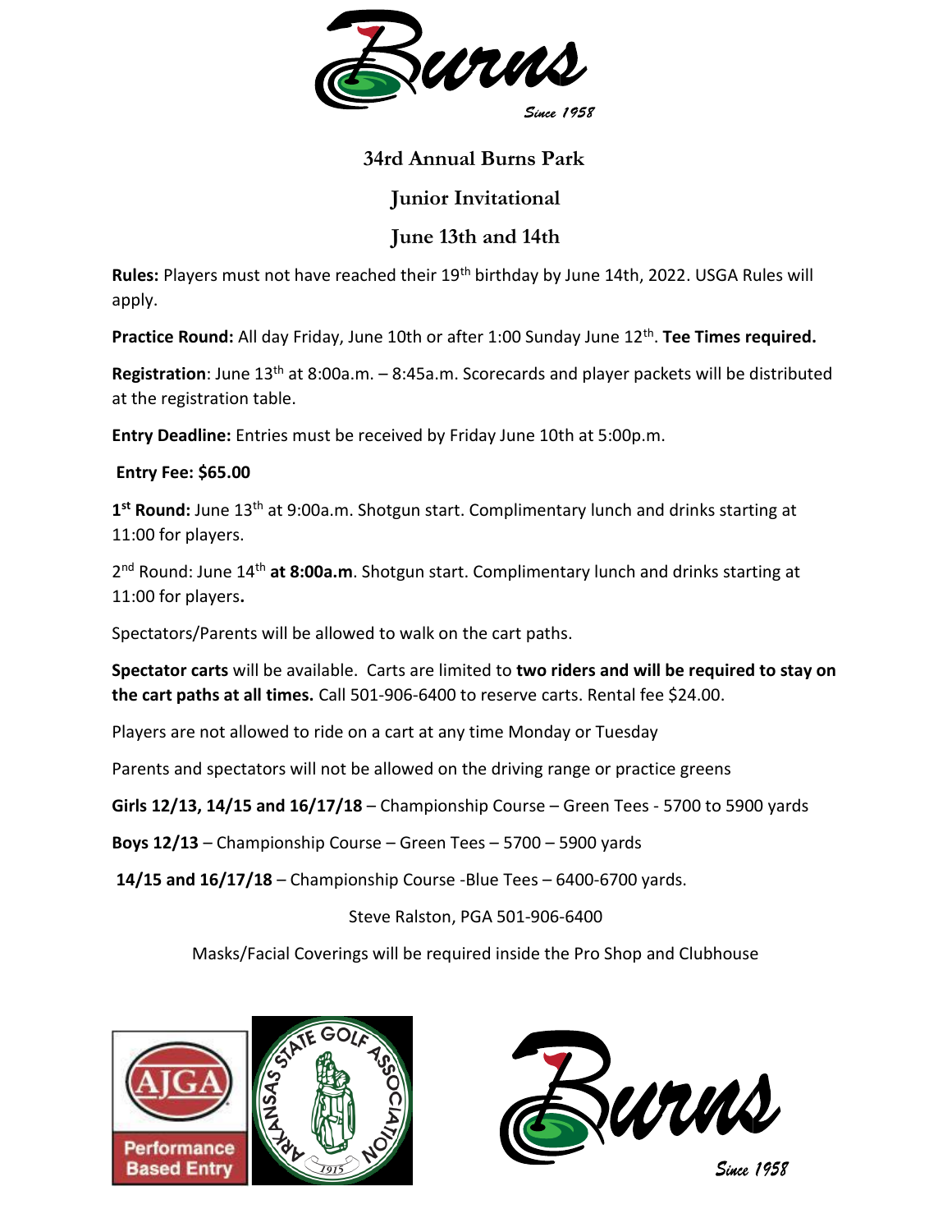Burns

Since 1958

# 34rd Annual Burns Park

# Junior Invitational

# June 13th and 14th

**Rules:** Players must not have reached their 19th birthday by June 14th, 2022. USGA Rules will apply.

**Practice Round:** All day Friday, June 10th or after 1:00 Sunday June 12th. **Tee Times required.**

**Registration**: June 13th at 8:00a.m. – 8:45a.m. Scorecards and player packets will be distributed at the registration table.

**Entry Deadline:** Entries must be received by Friday June 10th at 5:00p.m.

**Entry Fee: $65.00**

**1st Round:** June 13th at 9:00a.m. Shotgun start. Complimentary lunch and drinks starting at 11:00 for players.

2nd Round: June 14th **at 8:00a.m**. Shotgun start. Complimentary lunch and drinks starting at 11:00 for players**.**

Spectators/Parents will be allowed to walk on the cart paths.

**Spectator carts** will be available. Carts are limited to **two riders and will be required to stay on the cart paths at all times.** Call 501-906-6400 to reserve carts. Rental fee $24.00.

Players are not allowed to ride on a cart at any time Monday or Tuesday

Parents and spectators will not be allowed on the driving range or practice greens

**Girls 12/13, 14/15 and 16/17/18** – Championship Course – Green Tees - 5700 to 5900 yards

**Boys 12/13** – Championship Course – Green Tees – 5700 – 5900 yards

**14/15 and 16/17/18** – Championship Course -Blue Tees – 6400-6700 yards.

Steve Ralston, PGA 501-906-6400

Masks/Facial Coverings will be required inside the Pro Shop and Clubhouse

AJGA Performance Based Entry

Arkansas State Golf Association 1915

Burns

Since 1958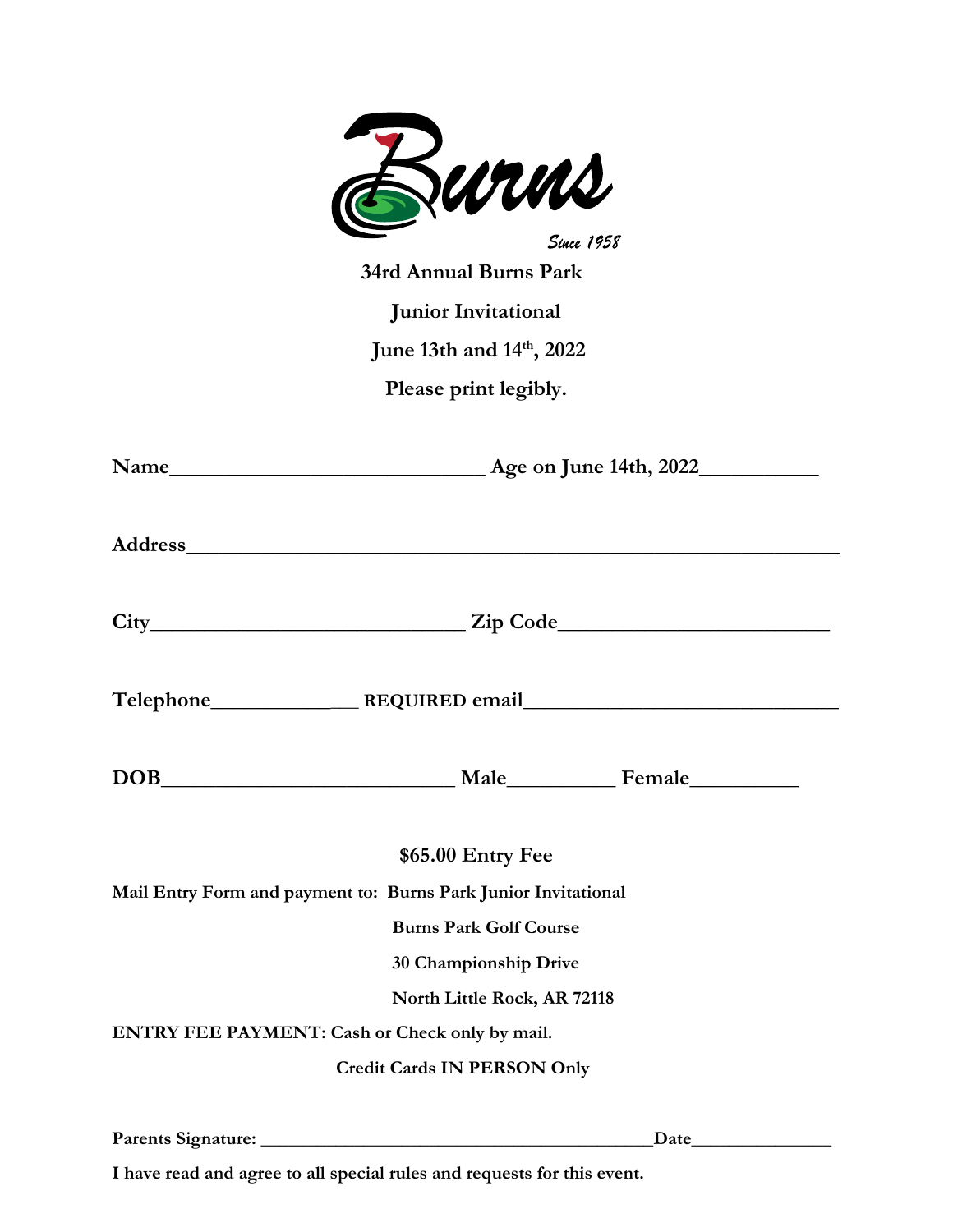Burns

Since 1958

**34rd Annual Burns Park**

**Junior Invitational**

**June 13th and 14th, 2022**

**Please print legibly.**

**Name**\_\_\_\_\_\_\_\_\_\_\_\_\_\_\_\_\_\_\_\_\_\_\_\_\_\_\_\_\_\_ **Age on June 14th, 2022**\_\_\_\_\_\_\_\_\_\_\_

**Address**\_\_\_\_\_\_\_\_\_\_\_\_\_\_\_\_\_\_\_\_\_\_\_\_\_\_\_\_\_\_\_\_\_\_\_\_\_\_\_\_\_\_\_\_\_\_\_\_\_\_\_\_\_\_\_\_\_\_\_\_\_\_

**City**\_\_\_\_\_\_\_\_\_\_\_\_\_\_\_\_\_\_\_\_\_\_\_\_\_\_\_\_\_\_ **Zip Code**\_\_\_\_\_\_\_\_\_\_\_\_\_\_\_\_\_\_\_\_\_\_\_\_\_\_

**Telephone**\_\_\_\_\_\_\_\_\_\_\_\_\_\_\_ **REQUIRED email**\_\_\_\_\_\_\_\_\_\_\_\_\_\_\_\_\_\_\_\_\_\_\_\_\_\_\_\_\_\_

**DOB**\_\_\_\_\_\_\_\_\_\_\_\_\_\_\_\_\_\_\_\_\_\_\_\_\_\_\_\_ **Male**\_\_\_\_\_\_\_\_\_\_ **Female**\_\_\_\_\_\_\_\_\_\_

**$65.00 Entry Fee**

**Mail Entry Form and payment to: Burns Park Junior Invitational**

**Burns Park Golf Course**

**30 Championship Drive**

**North Little Rock, AR 72118**

**ENTRY FEE PAYMENT: Cash or Check only by mail.**

**Credit Cards IN PERSON Only**

**Parents Signature:** \_\_\_\_\_\_\_\_\_\_\_\_\_\_\_\_\_\_\_\_\_\_\_\_\_\_\_\_\_\_\_\_\_\_\_\_\_\_\_\_\_\_**Date**\_\_\_\_\_\_\_\_\_\_\_\_\_\_\_

**I have read and agree to all special rules and requests for this event.**